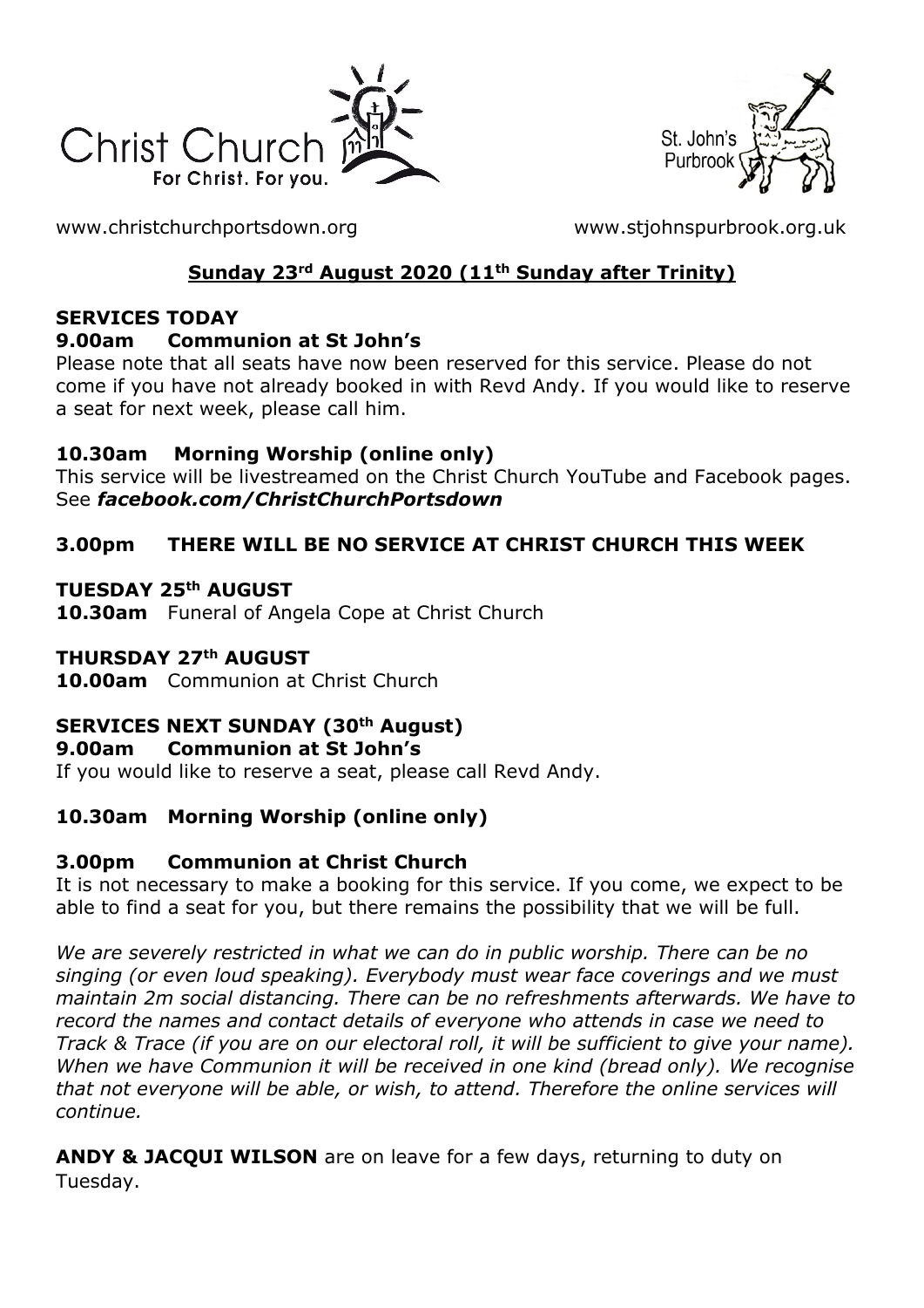Christ Church — For Christ. For you.

St. John's Purbrook

www.christchurchportsdown.org www.stjohnspurbrook.org.uk

## Sunday 23rd August 2020 (11th Sunday after Trinity)

**SERVICES TODAY**

**9.00am Communion at St John's**

Please note that all seats have now been reserved for this service. Please do not come if you have not already booked in with Revd Andy. If you would like to reserve a seat for next week, please call him.

**10.30am Morning Worship (online only)**

This service will be livestreamed on the Christ Church YouTube and Facebook pages. See ***facebook.com/ChristChurchPortsdown***

**3.00pm THERE WILL BE NO SERVICE AT CHRIST CHURCH THIS WEEK**

**TUESDAY 25th AUGUST**

**10.30am** Funeral of Angela Cope at Christ Church

**THURSDAY 27th AUGUST**

**10.00am** Communion at Christ Church

**SERVICES NEXT SUNDAY (30th August)**

**9.00am Communion at St John's**

If you would like to reserve a seat, please call Revd Andy.

**10.30am Morning Worship (online only)**

**3.00pm Communion at Christ Church**

It is not necessary to make a booking for this service. If you come, we expect to be able to find a seat for you, but there remains the possibility that we will be full.

*We are severely restricted in what we can do in public worship. There can be no singing (or even loud speaking). Everybody must wear face coverings and we must maintain 2m social distancing. There can be no refreshments afterwards. We have to record the names and contact details of everyone who attends in case we need to Track & Trace (if you are on our electoral roll, it will be sufficient to give your name). When we have Communion it will be received in one kind (bread only). We recognise that not everyone will be able, or wish, to attend. Therefore the online services will continue.*

**ANDY & JACQUI WILSON** are on leave for a few days, returning to duty on Tuesday.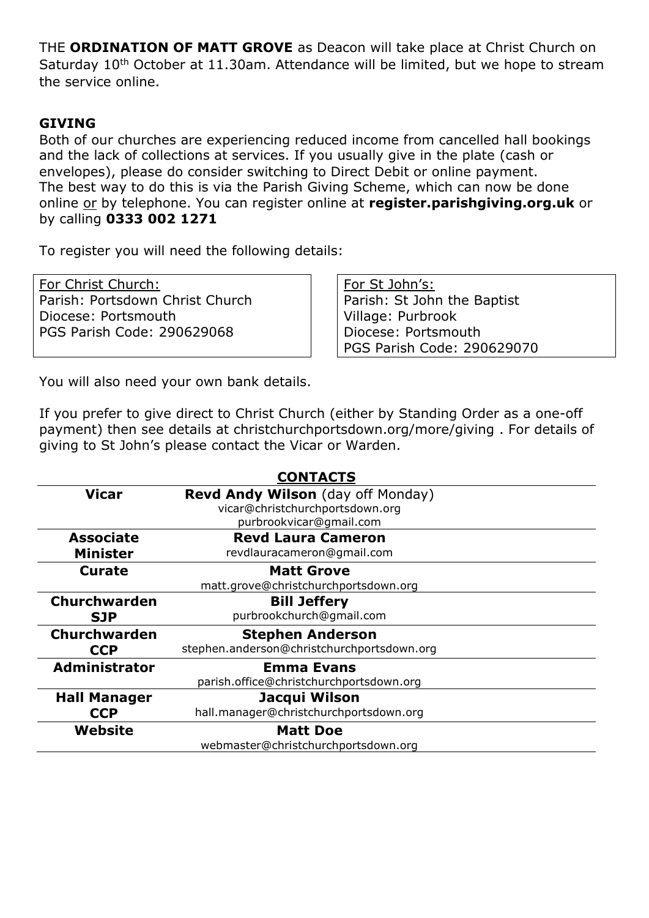THE **ORDINATION OF MATT GROVE** as Deacon will take place at Christ Church on Saturday 10th October at 11.30am. Attendance will be limited, but we hope to stream the service online.

**GIVING**

Both of our churches are experiencing reduced income from cancelled hall bookings and the lack of collections at services. If you usually give in the plate (cash or envelopes), please do consider switching to Direct Debit or online payment.
The best way to do this is via the Parish Giving Scheme, which can now be done online or by telephone. You can register online at **register.parishgiving.org.uk** or by calling **0333 002 1271**

To register you will need the following details:

| For Christ Church: | For St John's: |
|---|---|
| Parish: Portsdown Christ Church | Parish: St John the Baptist |
| Diocese: Portsmouth | Village: Purbrook |
| PGS Parish Code: 290629068 | Diocese: Portsmouth |
| | PGS Parish Code: 290629070 |

You will also need your own bank details.

If you prefer to give direct to Christ Church (either by Standing Order as a one-off payment) then see details at christchurchportsdown.org/more/giving . For details of giving to St John's please contact the Vicar or Warden.

**CONTACTS**

| | |
|---|---|
| **Vicar** | **Revd Andy Wilson** (day off Monday)<br>vicar@christchurchportsdown.org<br>purbrookvicar@gmail.com |
| **Associate Minister** | **Revd Laura Cameron**<br>revdlauracameron@gmail.com |
| **Curate** | **Matt Grove**<br>matt.grove@christchurchportsdown.org |
| **Churchwarden SJP** | **Bill Jeffery**<br>purbrookchurch@gmail.com |
| **Churchwarden CCP** | **Stephen Anderson**<br>stephen.anderson@christchurchportsdown.org |
| **Administrator** | **Emma Evans**<br>parish.office@christchurchportsdown.org |
| **Hall Manager CCP** | **Jacqui Wilson**<br>hall.manager@christchurchportsdown.org |
| **Website** | **Matt Doe**<br>webmaster@christchurchportsdown.org |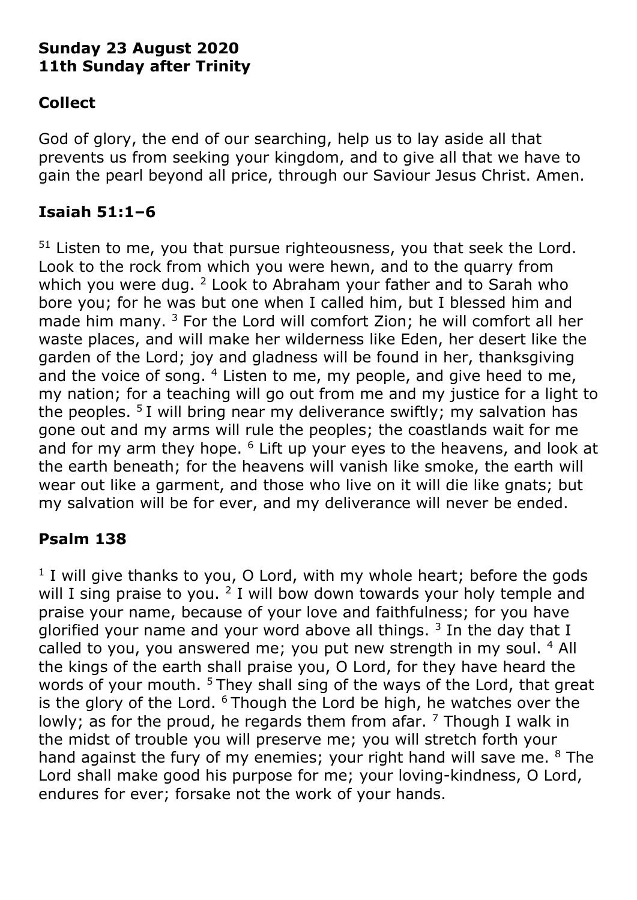**Sunday 23 August 2020**
**11th Sunday after Trinity**

## Collect

God of glory, the end of our searching, help us to lay aside all that prevents us from seeking your kingdom, and to give all that we have to gain the pearl beyond all price, through our Saviour Jesus Christ. Amen.

## Isaiah 51:1–6

[51] Listen to me, you that pursue righteousness, you that seek the Lord. Look to the rock from which you were hewn, and to the quarry from which you were dug. [2] Look to Abraham your father and to Sarah who bore you; for he was but one when I called him, but I blessed him and made him many. [3] For the Lord will comfort Zion; he will comfort all her waste places, and will make her wilderness like Eden, her desert like the garden of the Lord; joy and gladness will be found in her, thanksgiving and the voice of song. [4] Listen to me, my people, and give heed to me, my nation; for a teaching will go out from me and my justice for a light to the peoples. [5] I will bring near my deliverance swiftly; my salvation has gone out and my arms will rule the peoples; the coastlands wait for me and for my arm they hope. [6] Lift up your eyes to the heavens, and look at the earth beneath; for the heavens will vanish like smoke, the earth will wear out like a garment, and those who live on it will die like gnats; but my salvation will be for ever, and my deliverance will never be ended.

## Psalm 138

[1] I will give thanks to you, O Lord, with my whole heart; before the gods will I sing praise to you. [2] I will bow down towards your holy temple and praise your name, because of your love and faithfulness; for you have glorified your name and your word above all things. [3] In the day that I called to you, you answered me; you put new strength in my soul. [4] All the kings of the earth shall praise you, O Lord, for they have heard the words of your mouth. [5] They shall sing of the ways of the Lord, that great is the glory of the Lord. [6] Though the Lord be high, he watches over the lowly; as for the proud, he regards them from afar. [7] Though I walk in the midst of trouble you will preserve me; you will stretch forth your hand against the fury of my enemies; your right hand will save me. [8] The Lord shall make good his purpose for me; your loving-kindness, O Lord, endures for ever; forsake not the work of your hands.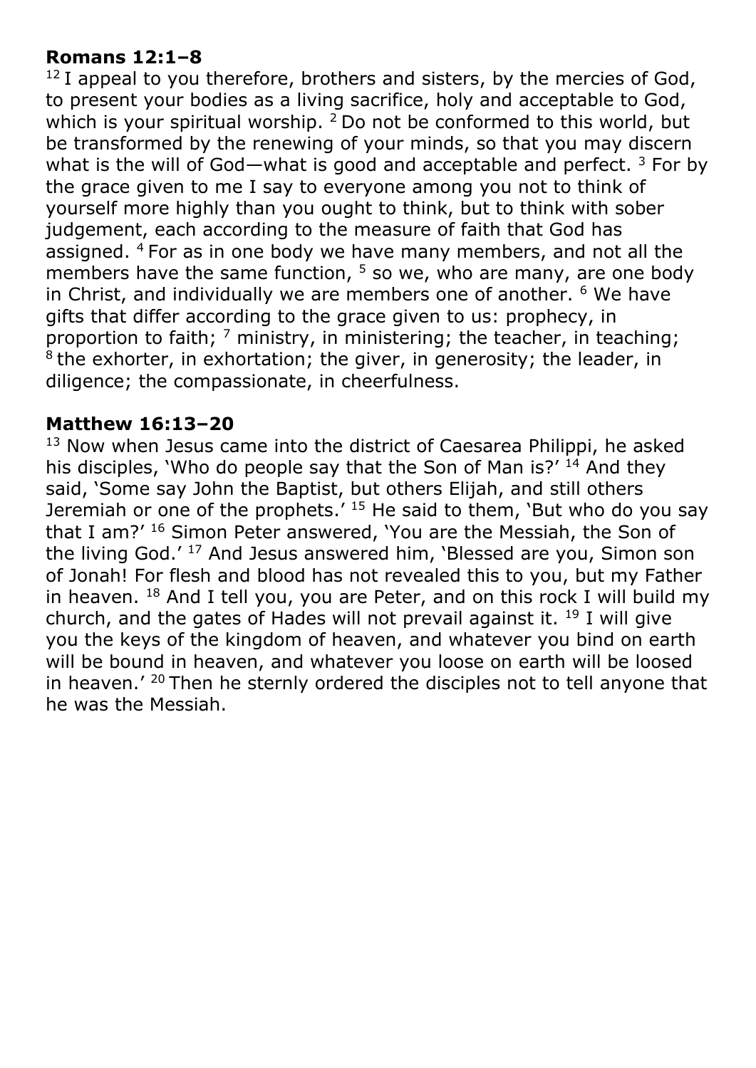**Romans 12:1–8**

[12] I appeal to you therefore, brothers and sisters, by the mercies of God, to present your bodies as a living sacrifice, holy and acceptable to God, which is your spiritual worship. [2] Do not be conformed to this world, but be transformed by the renewing of your minds, so that you may discern what is the will of God—what is good and acceptable and perfect. [3] For by the grace given to me I say to everyone among you not to think of yourself more highly than you ought to think, but to think with sober judgement, each according to the measure of faith that God has assigned. [4] For as in one body we have many members, and not all the members have the same function, [5] so we, who are many, are one body in Christ, and individually we are members one of another. [6] We have gifts that differ according to the grace given to us: prophecy, in proportion to faith; [7] ministry, in ministering; the teacher, in teaching; [8] the exhorter, in exhortation; the giver, in generosity; the leader, in diligence; the compassionate, in cheerfulness.

**Matthew 16:13–20**

[13] Now when Jesus came into the district of Caesarea Philippi, he asked his disciples, 'Who do people say that the Son of Man is?' [14] And they said, 'Some say John the Baptist, but others Elijah, and still others Jeremiah or one of the prophets.' [15] He said to them, 'But who do you say that I am?' [16] Simon Peter answered, 'You are the Messiah, the Son of the living God.' [17] And Jesus answered him, 'Blessed are you, Simon son of Jonah! For flesh and blood has not revealed this to you, but my Father in heaven. [18] And I tell you, you are Peter, and on this rock I will build my church, and the gates of Hades will not prevail against it. [19] I will give you the keys of the kingdom of heaven, and whatever you bind on earth will be bound in heaven, and whatever you loose on earth will be loosed in heaven.' [20] Then he sternly ordered the disciples not to tell anyone that he was the Messiah.